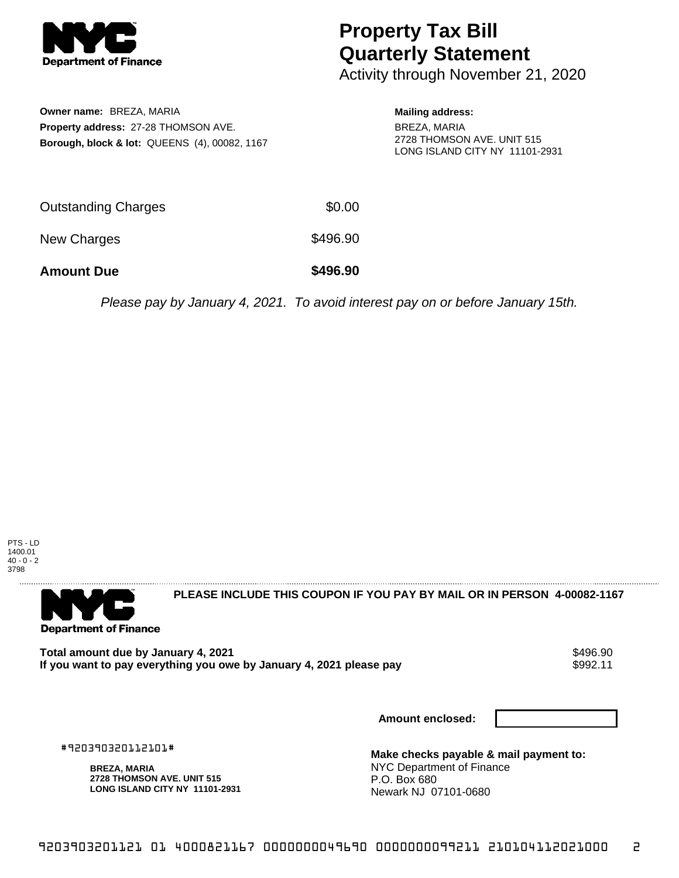**Department of Finance**

# Property Tax Bill Quarterly Statement

Activity through November 21, 2020

**Owner name:** BREZA, MARIA
**Property address:** 27-28 THOMSON AVE.
**Borough, block & lot:** QUEENS (4), 00082, 1167

**Mailing address:**
BREZA, MARIA
2728 THOMSON AVE. UNIT 515
LONG ISLAND CITY NY 11101-2931

| | |
|---|---|
| Outstanding Charges | $0.00 |
| New Charges | $496.90 |
| **Amount Due** | **$496.90** |

*Please pay by January 4, 2021. To avoid interest pay on or before January 15th.*

PTS - LD
1400.01
40 - 0 - 2
3798

---

**Department of Finance**

**PLEASE INCLUDE THIS COUPON IF YOU PAY BY MAIL OR IN PERSON 4-00082-1167**

| | |
|---|---|
| **Total amount due by January 4, 2021** | $496.90 |
| **If you want to pay everything you owe by January 4, 2021 please pay** | $992.11 |

**Amount enclosed:**

#920390320112101#

**BREZA, MARIA**
**2728 THOMSON AVE. UNIT 515**
**LONG ISLAND CITY NY 11101-2931**

**Make checks payable & mail payment to:**
NYC Department of Finance
P.O. Box 680
Newark NJ 07101-0680

920390320112101 4000821167 0000000049690 0000000099211 210104112021000 2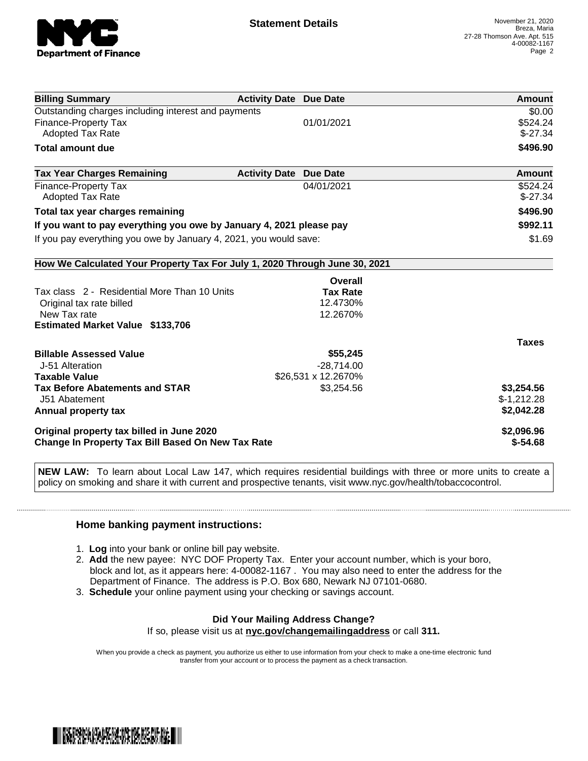# Statement Details

November 21, 2020
Breza, Maria
27-28 Thomson Ave. Apt. 515
4-00082-1167

| Billing Summary | Activity Date | Due Date | Amount |
|---|---|---|---|
| Outstanding charges including interest and payments | | | $0.00 |
| Finance-Property Tax | | 01/01/2021 | $524.24 |
| Adopted Tax Rate | | | $-27.34 |
| **Total amount due** | | | **$496.90** |

| Tax Year Charges Remaining | Activity Date | Due Date | Amount |
|---|---|---|---|
| Finance-Property Tax | | 04/01/2021 | $524.24 |
| Adopted Tax Rate | | | $-27.34 |
| **Total tax year charges remaining** | | | **$496.90** |
| **If you want to pay everything you owe by January 4, 2021 please pay** | | | **$992.11** |
| If you pay everything you owe by January 4, 2021, you would save: | | | $1.69 |

**How We Calculated Your Property Tax For July 1, 2020 Through June 30, 2021**

| | Overall Tax Rate | |
|---|---|---|
| Tax class 2 - Residential More Than 10 Units | | |
| Original tax rate billed | 12.4730% | |
| New Tax rate | 12.2670% | |
| **Estimated Market Value $133,706** | | |
| | | **Taxes** |
| **Billable Assessed Value** | **$55,245** | |
| J-51 Alteration | -28,714.00 | |
| **Taxable Value** | $26,531 x 12.2670% | |
| **Tax Before Abatements and STAR** | $3,254.56 | **$3,254.56** |
| J51 Abatement | | $-1,212.28 |
| **Annual property tax** | | **$2,042.28** |
| **Original property tax billed in June 2020** | | **$2,096.96** |
| **Change In Property Tax Bill Based On New Tax Rate** | | **$-54.68** |

**NEW LAW:** To learn about Local Law 147, which requires residential buildings with three or more units to create a policy on smoking and share it with current and prospective tenants, visit www.nyc.gov/health/tobaccocontrol.

## Home banking payment instructions:

1. **Log** into your bank or online bill pay website.
2. **Add** the new payee: NYC DOF Property Tax. Enter your account number, which is your boro, block and lot, as it appears here: 4-00082-1167 . You may also need to enter the address for the Department of Finance. The address is P.O. Box 680, Newark NJ 07101-0680.
3. **Schedule** your online payment using your checking or savings account.

**Did Your Mailing Address Change?**
If so, please visit us at **nyc.gov/changemailingaddress** or call **311.**

When you provide a check as payment, you authorize us either to use information from your check to make a one-time electronic fund transfer from your account or to process the payment as a check transaction.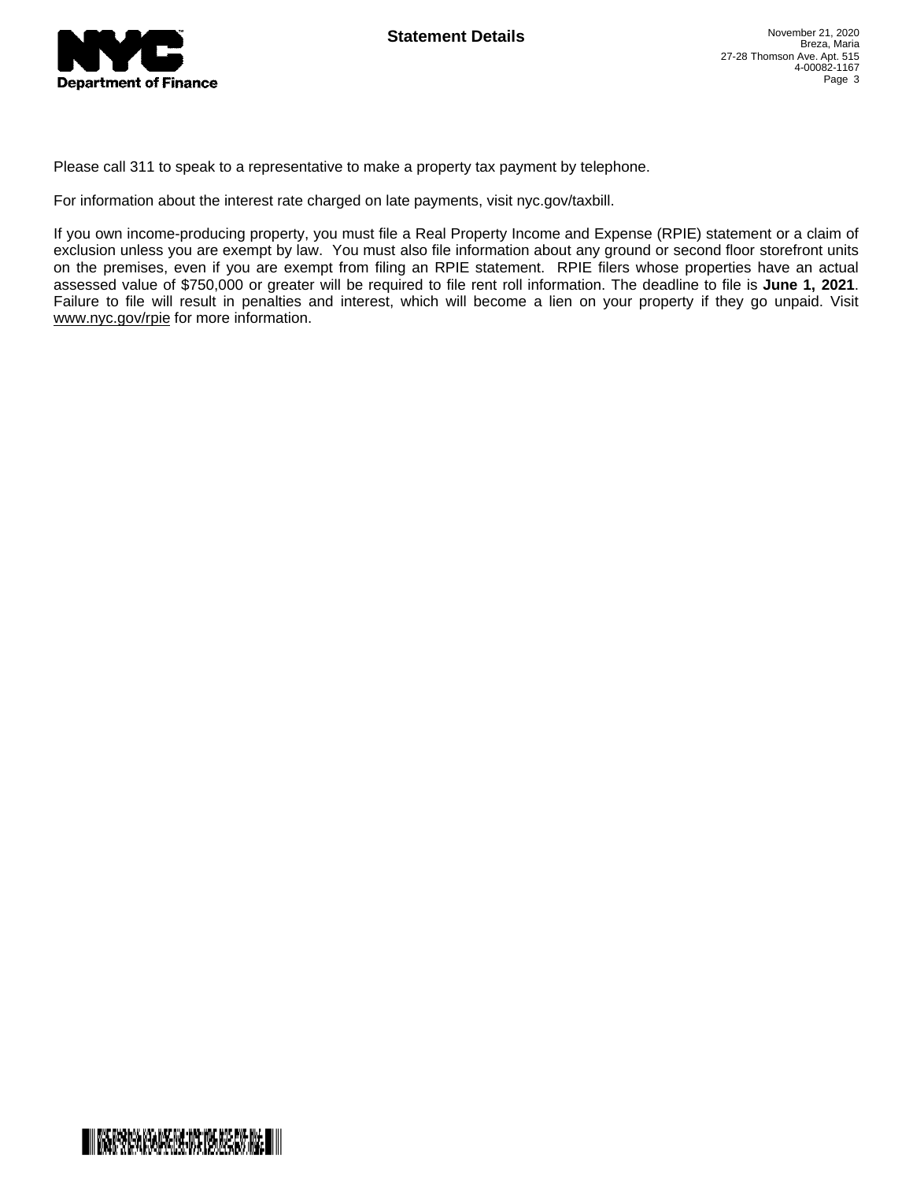Please call 311 to speak to a representative to make a property tax payment by telephone.

For information about the interest rate charged on late payments, visit nyc.gov/taxbill.

If you own income-producing property, you must file a Real Property Income and Expense (RPIE) statement or a claim of exclusion unless you are exempt by law. You must also file information about any ground or second floor storefront units on the premises, even if you are exempt from filing an RPIE statement. RPIE filers whose properties have an actual assessed value of $750,000 or greater will be required to file rent roll information. The deadline to file is **June 1, 2021**. Failure to file will result in penalties and interest, which will become a lien on your property if they go unpaid. Visit www.nyc.gov/rpie for more information.